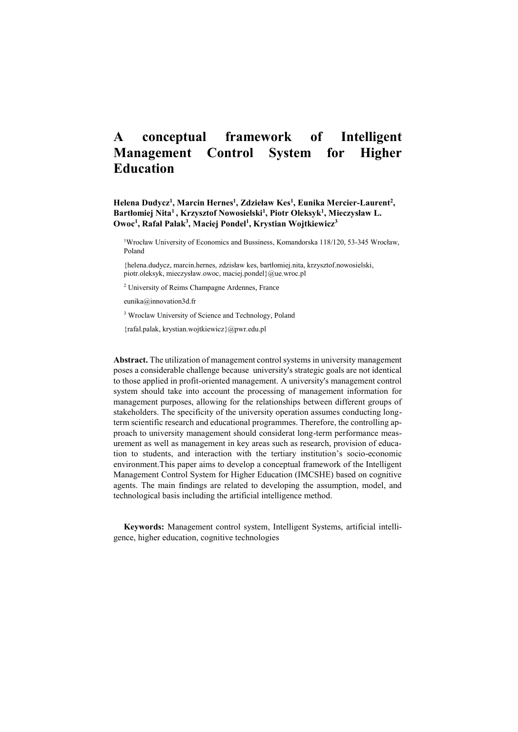# A conceptual framework of Intelligent Management Control System for Higher Education

**Helena Dudycz[1], Marcin Hernes[1], Zdzieław Kes[1], Eunika Mercier-Laurent[2], Bartłomiej Nita[1], Krzysztof Nowosielski[1], Piotr Oleksyk[1], Mieczysław L. Owoc[1], Rafał Palak[3], Maciej Pondel[1], Krystian Wojtkiewicz[3]**

[1]Wrocław University of Economics and Bussiness, Komandorska 118/120, 53-345 Wrocław, Poland

{helena.dudycz, marcin.hernes, zdzisław kes, bartłomiej.nita, krzysztof.nowosielski, piotr.oleksyk, mieczysław.owoc, maciej.pondel}@ue.wroc.pl

[2] University of Reims Champagne Ardennes, France

eunika@innovation3d.fr

[3] Wroclaw University of Science and Technology, Poland

{rafal.palak, krystian.wojtkiewicz}@pwr.edu.pl

**Abstract.** The utilization of management control systems in university management poses a considerable challenge because university's strategic goals are not identical to those applied in profit-oriented management. A university's management control system should take into account the processing of management information for management purposes, allowing for the relationships between different groups of stakeholders. The specificity of the university operation assumes conducting long-term scientific research and educational programmes. Therefore, the controlling approach to university management should considerat long-term performance measurement as well as management in key areas such as research, provision of education to students, and interaction with the tertiary institution's socio-economic environment.This paper aims to develop a conceptual framework of the Intelligent Management Control System for Higher Education (IMCSHE) based on cognitive agents. The main findings are related to developing the assumption, model, and technological basis including the artificial intelligence method.

**Keywords:** Management control system, Intelligent Systems, artificial intelligence, higher education, cognitive technologies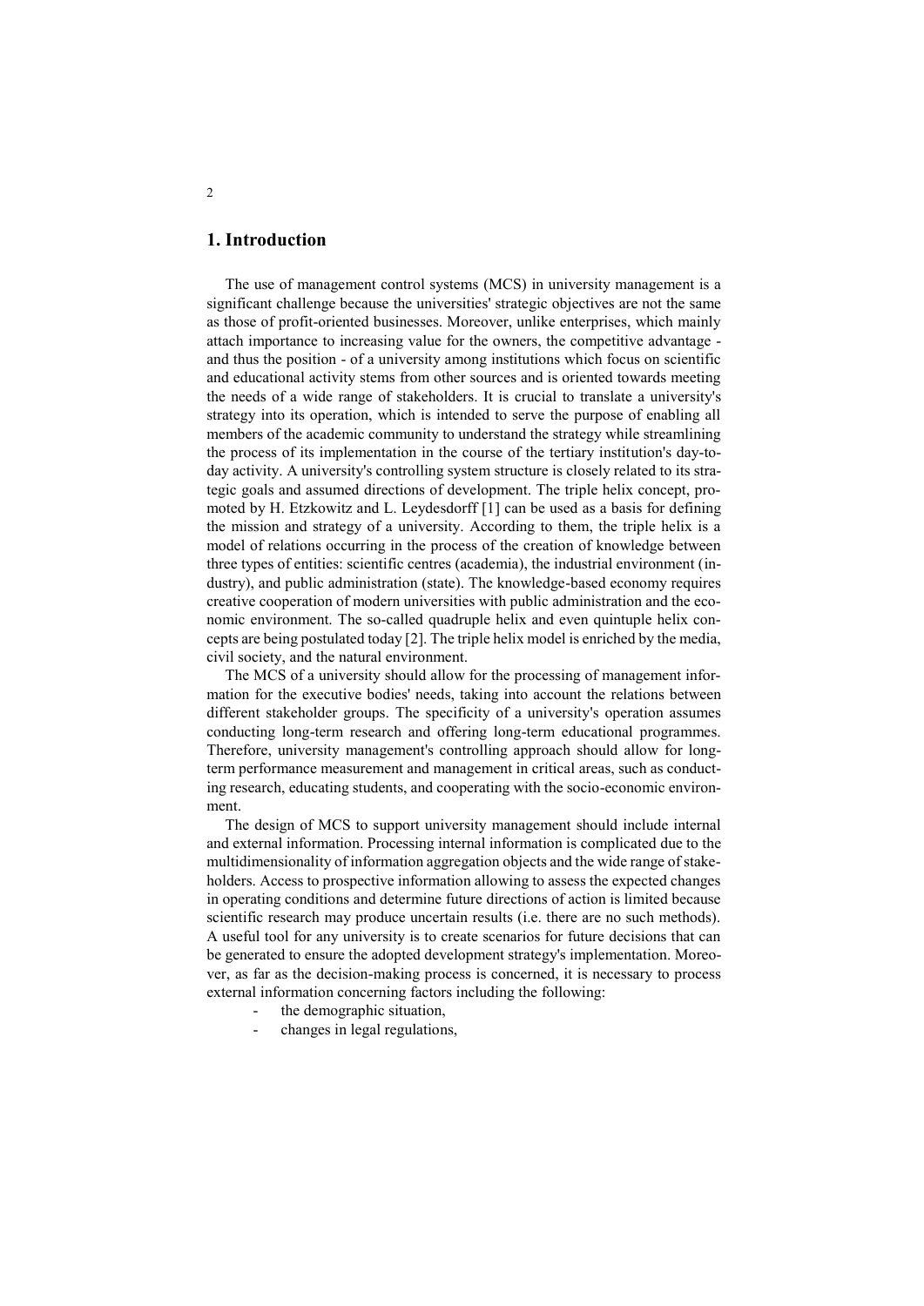## 1. Introduction

The use of management control systems (MCS) in university management is a significant challenge because the universities' strategic objectives are not the same as those of profit-oriented businesses. Moreover, unlike enterprises, which mainly attach importance to increasing value for the owners, the competitive advantage - and thus the position - of a university among institutions which focus on scientific and educational activity stems from other sources and is oriented towards meeting the needs of a wide range of stakeholders. It is crucial to translate a university's strategy into its operation, which is intended to serve the purpose of enabling all members of the academic community to understand the strategy while streamlining the process of its implementation in the course of the tertiary institution's day-to-day activity. A university's controlling system structure is closely related to its strategic goals and assumed directions of development. The triple helix concept, promoted by H. Etzkowitz and L. Leydesdorff [1] can be used as a basis for defining the mission and strategy of a university. According to them, the triple helix is a model of relations occurring in the process of the creation of knowledge between three types of entities: scientific centres (academia), the industrial environment (industry), and public administration (state). The knowledge-based economy requires creative cooperation of modern universities with public administration and the economic environment. The so-called quadruple helix and even quintuple helix concepts are being postulated today [2]. The triple helix model is enriched by the media, civil society, and the natural environment.

The MCS of a university should allow for the processing of management information for the executive bodies' needs, taking into account the relations between different stakeholder groups. The specificity of a university's operation assumes conducting long-term research and offering long-term educational programmes. Therefore, university management's controlling approach should allow for long-term performance measurement and management in critical areas, such as conducting research, educating students, and cooperating with the socio-economic environment.

The design of MCS to support university management should include internal and external information. Processing internal information is complicated due to the multidimensionality of information aggregation objects and the wide range of stakeholders. Access to prospective information allowing to assess the expected changes in operating conditions and determine future directions of action is limited because scientific research may produce uncertain results (i.e. there are no such methods). A useful tool for any university is to create scenarios for future decisions that can be generated to ensure the adopted development strategy's implementation. Moreover, as far as the decision-making process is concerned, it is necessary to process external information concerning factors including the following:

- the demographic situation,
- changes in legal regulations,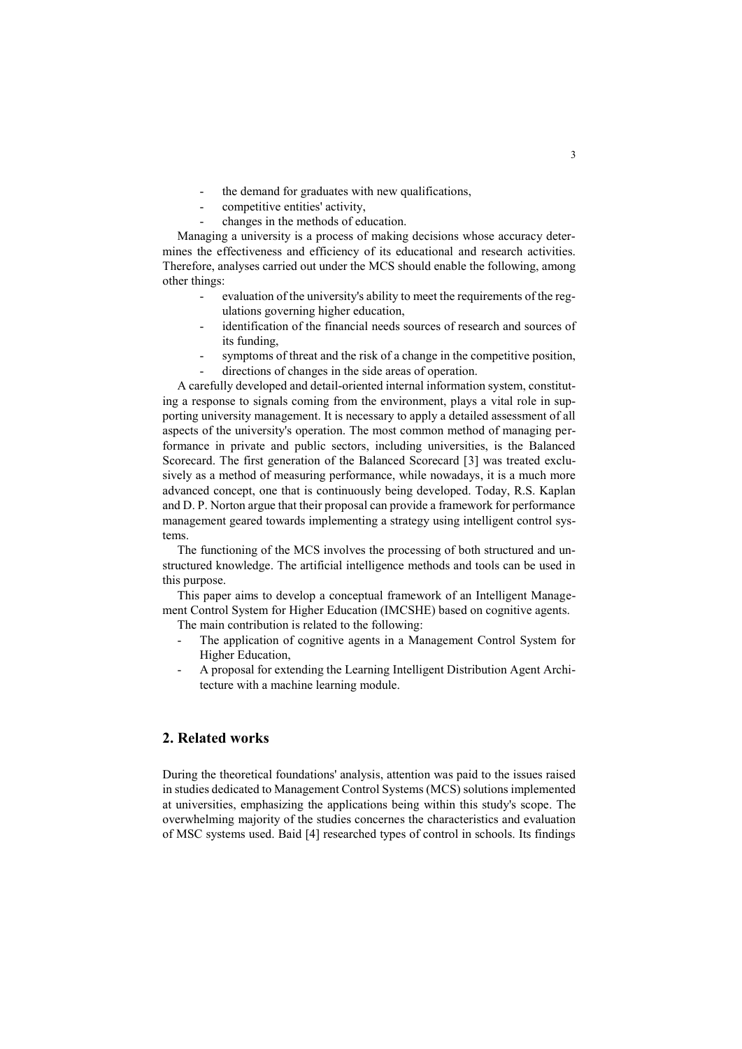- the demand for graduates with new qualifications,
- competitive entities' activity,
- changes in the methods of education.

Managing a university is a process of making decisions whose accuracy determines the effectiveness and efficiency of its educational and research activities. Therefore, analyses carried out under the MCS should enable the following, among other things:

- evaluation of the university's ability to meet the requirements of the regulations governing higher education,
- identification of the financial needs sources of research and sources of its funding,
- symptoms of threat and the risk of a change in the competitive position,
- directions of changes in the side areas of operation.

A carefully developed and detail-oriented internal information system, constituting a response to signals coming from the environment, plays a vital role in supporting university management. It is necessary to apply a detailed assessment of all aspects of the university's operation. The most common method of managing performance in private and public sectors, including universities, is the Balanced Scorecard. The first generation of the Balanced Scorecard [3] was treated exclusively as a method of measuring performance, while nowadays, it is a much more advanced concept, one that is continuously being developed. Today, R.S. Kaplan and D. P. Norton argue that their proposal can provide a framework for performance management geared towards implementing a strategy using intelligent control systems.

The functioning of the MCS involves the processing of both structured and unstructured knowledge. The artificial intelligence methods and tools can be used in this purpose.

This paper aims to develop a conceptual framework of an Intelligent Management Control System for Higher Education (IMCSHE) based on cognitive agents.

The main contribution is related to the following:

- The application of cognitive agents in a Management Control System for Higher Education,
- A proposal for extending the Learning Intelligent Distribution Agent Architecture with a machine learning module.

## 2. Related works

During the theoretical foundations' analysis, attention was paid to the issues raised in studies dedicated to Management Control Systems (MCS) solutions implemented at universities, emphasizing the applications being within this study's scope. The overwhelming majority of the studies concernes the characteristics and evaluation of MSC systems used. Baid [4] researched types of control in schools. Its findings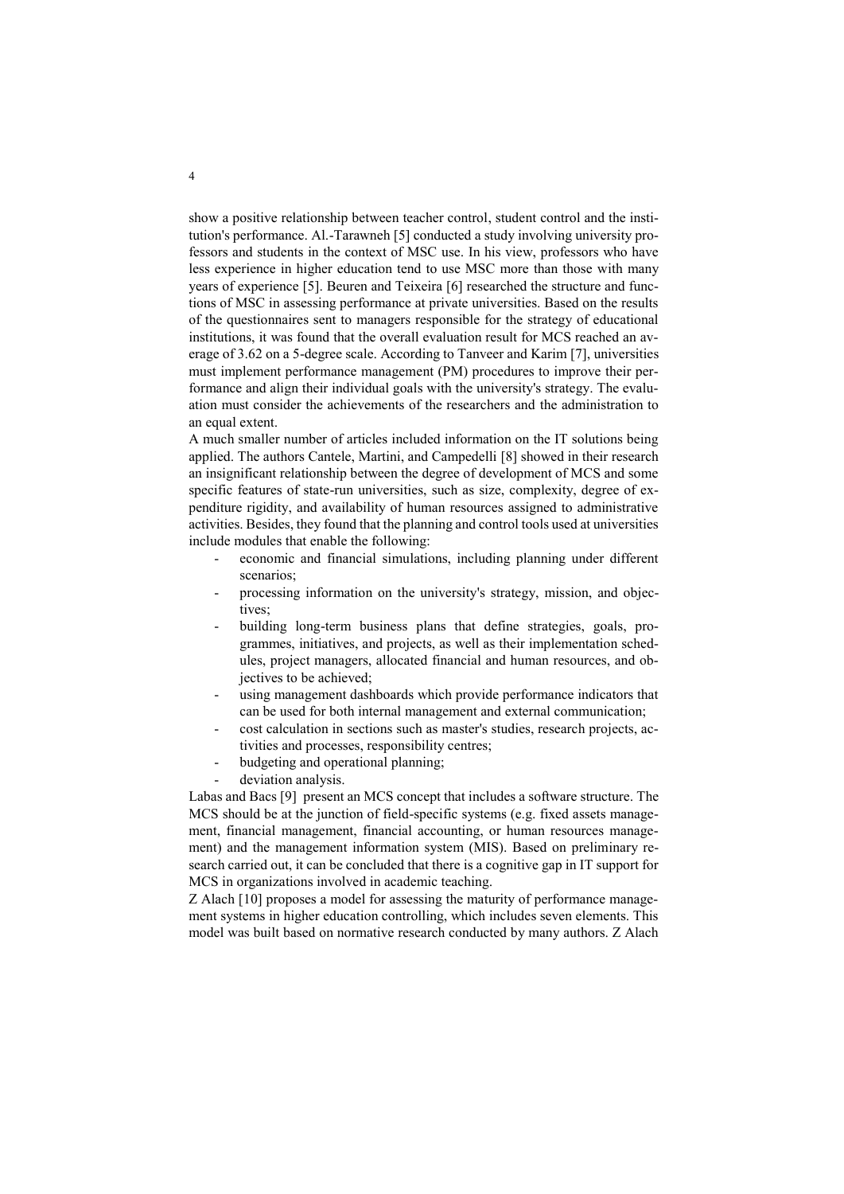show a positive relationship between teacher control, student control and the institution's performance. Al.-Tarawneh [5] conducted a study involving university professors and students in the context of MSC use. In his view, professors who have less experience in higher education tend to use MSC more than those with many years of experience [5]. Beuren and Teixeira [6] researched the structure and functions of MSC in assessing performance at private universities. Based on the results of the questionnaires sent to managers responsible for the strategy of educational institutions, it was found that the overall evaluation result for MCS reached an average of 3.62 on a 5-degree scale. According to Tanveer and Karim [7], universities must implement performance management (PM) procedures to improve their performance and align their individual goals with the university's strategy. The evaluation must consider the achievements of the researchers and the administration to an equal extent.

A much smaller number of articles included information on the IT solutions being applied. The authors Cantele, Martini, and Campedelli [8] showed in their research an insignificant relationship between the degree of development of MCS and some specific features of state-run universities, such as size, complexity, degree of expenditure rigidity, and availability of human resources assigned to administrative activities. Besides, they found that the planning and control tools used at universities include modules that enable the following:

- economic and financial simulations, including planning under different scenarios;
- processing information on the university's strategy, mission, and objectives;
- building long-term business plans that define strategies, goals, programmes, initiatives, and projects, as well as their implementation schedules, project managers, allocated financial and human resources, and objectives to be achieved;
- using management dashboards which provide performance indicators that can be used for both internal management and external communication;
- cost calculation in sections such as master's studies, research projects, activities and processes, responsibility centres;
- budgeting and operational planning;
- deviation analysis.

Labas and Bacs [9] present an MCS concept that includes a software structure. The MCS should be at the junction of field-specific systems (e.g. fixed assets management, financial management, financial accounting, or human resources management) and the management information system (MIS). Based on preliminary research carried out, it can be concluded that there is a cognitive gap in IT support for MCS in organizations involved in academic teaching.

Z Alach [10] proposes a model for assessing the maturity of performance management systems in higher education controlling, which includes seven elements. This model was built based on normative research conducted by many authors. Z Alach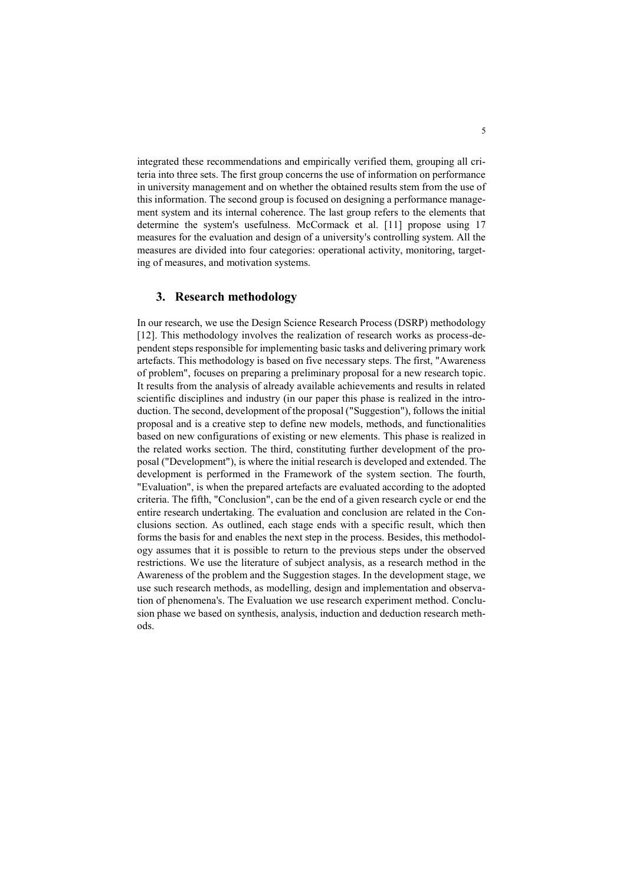integrated these recommendations and empirically verified them, grouping all criteria into three sets. The first group concerns the use of information on performance in university management and on whether the obtained results stem from the use of this information. The second group is focused on designing a performance management system and its internal coherence. The last group refers to the elements that determine the system's usefulness. McCormack et al. [11] propose using 17 measures for the evaluation and design of a university's controlling system. All the measures are divided into four categories: operational activity, monitoring, targeting of measures, and motivation systems.

## 3. Research methodology

In our research, we use the Design Science Research Process (DSRP) methodology [12]. This methodology involves the realization of research works as process-dependent steps responsible for implementing basic tasks and delivering primary work artefacts. This methodology is based on five necessary steps. The first, "Awareness of problem", focuses on preparing a preliminary proposal for a new research topic. It results from the analysis of already available achievements and results in related scientific disciplines and industry (in our paper this phase is realized in the introduction. The second, development of the proposal ("Suggestion"), follows the initial proposal and is a creative step to define new models, methods, and functionalities based on new configurations of existing or new elements. This phase is realized in the related works section. The third, constituting further development of the proposal ("Development"), is where the initial research is developed and extended. The development is performed in the Framework of the system section. The fourth, "Evaluation", is when the prepared artefacts are evaluated according to the adopted criteria. The fifth, "Conclusion", can be the end of a given research cycle or end the entire research undertaking. The evaluation and conclusion are related in the Conclusions section. As outlined, each stage ends with a specific result, which then forms the basis for and enables the next step in the process. Besides, this methodology assumes that it is possible to return to the previous steps under the observed restrictions. We use the literature of subject analysis, as a research method in the Awareness of the problem and the Suggestion stages. In the development stage, we use such research methods, as modelling, design and implementation and observation of phenomena's. The Evaluation we use research experiment method. Conclusion phase we based on synthesis, analysis, induction and deduction research methods.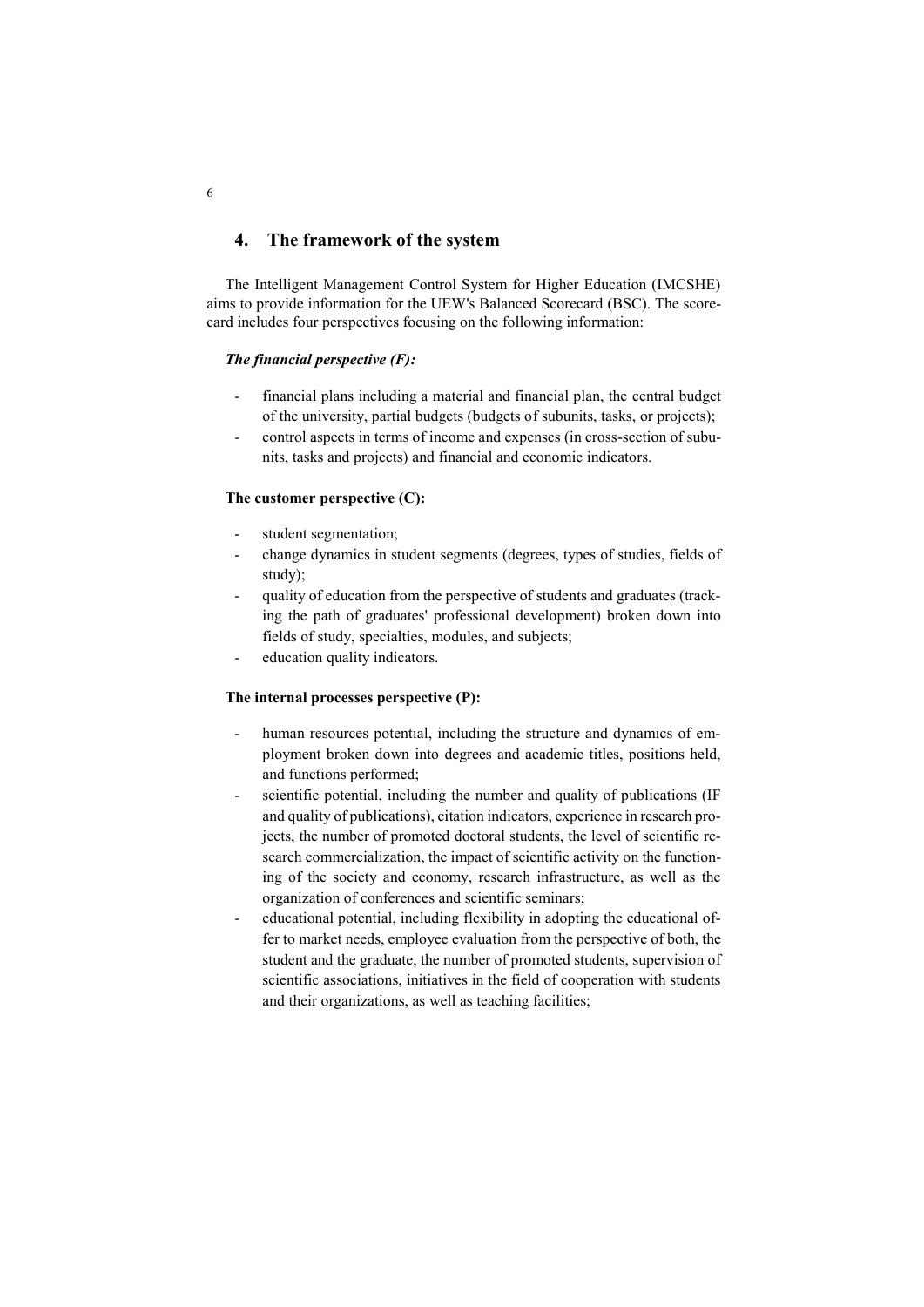## 4. The framework of the system

The Intelligent Management Control System for Higher Education (IMCSHE) aims to provide information for the UEW's Balanced Scorecard (BSC). The scorecard includes four perspectives focusing on the following information:

***The financial perspective (F):***

- financial plans including a material and financial plan, the central budget of the university, partial budgets (budgets of subunits, tasks, or projects);
- control aspects in terms of income and expenses (in cross-section of subunits, tasks and projects) and financial and economic indicators.

**The customer perspective (C):**

- student segmentation;
- change dynamics in student segments (degrees, types of studies, fields of study);
- quality of education from the perspective of students and graduates (tracking the path of graduates' professional development) broken down into fields of study, specialties, modules, and subjects;
- education quality indicators.

**The internal processes perspective (P):**

- human resources potential, including the structure and dynamics of employment broken down into degrees and academic titles, positions held, and functions performed;
- scientific potential, including the number and quality of publications (IF and quality of publications), citation indicators, experience in research projects, the number of promoted doctoral students, the level of scientific research commercialization, the impact of scientific activity on the functioning of the society and economy, research infrastructure, as well as the organization of conferences and scientific seminars;
- educational potential, including flexibility in adopting the educational offer to market needs, employee evaluation from the perspective of both, the student and the graduate, the number of promoted students, supervision of scientific associations, initiatives in the field of cooperation with students and their organizations, as well as teaching facilities;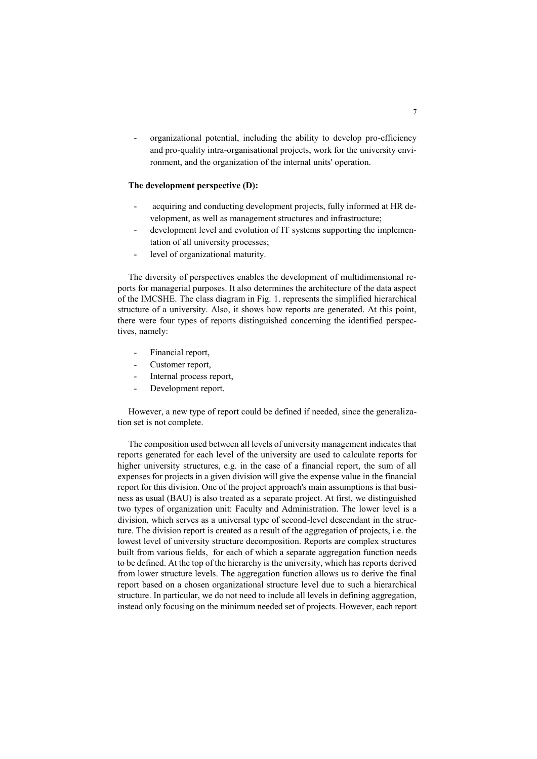- organizational potential, including the ability to develop pro-efficiency and pro-quality intra-organisational projects, work for the university environment, and the organization of the internal units' operation.

**The development perspective (D):**

- acquiring and conducting development projects, fully informed at HR development, as well as management structures and infrastructure;
- development level and evolution of IT systems supporting the implementation of all university processes;
- level of organizational maturity.

The diversity of perspectives enables the development of multidimensional reports for managerial purposes. It also determines the architecture of the data aspect of the IMCSHE. The class diagram in Fig. 1. represents the simplified hierarchical structure of a university. Also, it shows how reports are generated. At this point, there were four types of reports distinguished concerning the identified perspectives, namely:

- Financial report,
- Customer report,
- Internal process report,
- Development report.

However, a new type of report could be defined if needed, since the generalization set is not complete.

The composition used between all levels of university management indicates that reports generated for each level of the university are used to calculate reports for higher university structures, e.g. in the case of a financial report, the sum of all expenses for projects in a given division will give the expense value in the financial report for this division. One of the project approach's main assumptions is that business as usual (BAU) is also treated as a separate project. At first, we distinguished two types of organization unit: Faculty and Administration. The lower level is a division, which serves as a universal type of second-level descendant in the structure. The division report is created as a result of the aggregation of projects, i.e. the lowest level of university structure decomposition. Reports are complex structures built from various fields, for each of which a separate aggregation function needs to be defined. At the top of the hierarchy is the university, which has reports derived from lower structure levels. The aggregation function allows us to derive the final report based on a chosen organizational structure level due to such a hierarchical structure. In particular, we do not need to include all levels in defining aggregation, instead only focusing on the minimum needed set of projects. However, each report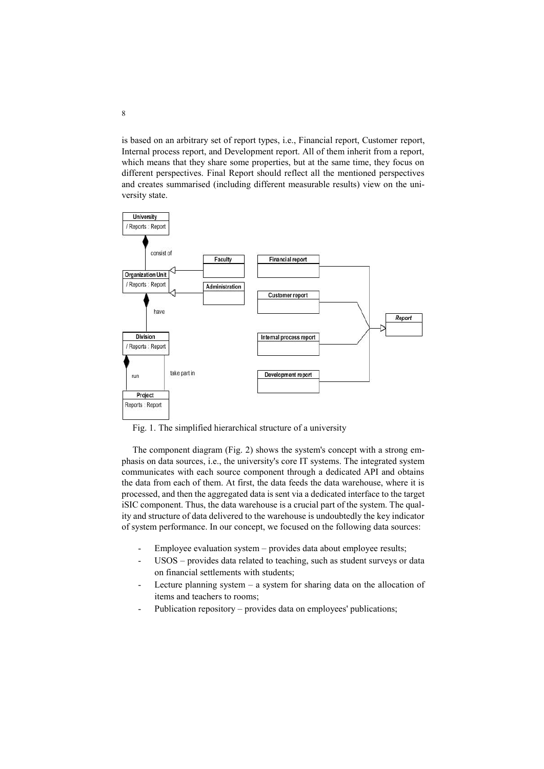is based on an arbitrary set of report types, i.e., Financial report, Customer report, Internal process report, and Development report. All of them inherit from a report, which means that they share some properties, but at the same time, they focus on different perspectives. Final Report should reflect all the mentioned perspectives and creates summarised (including different measurable results) view on the university state.

Fig. 1. The simplified hierarchical structure of a university

The component diagram (Fig. 2) shows the system's concept with a strong emphasis on data sources, i.e., the university's core IT systems. The integrated system communicates with each source component through a dedicated API and obtains the data from each of them. At first, the data feeds the data warehouse, where it is processed, and then the aggregated data is sent via a dedicated interface to the target iSIC component. Thus, the data warehouse is a crucial part of the system. The quality and structure of data delivered to the warehouse is undoubtedly the key indicator of system performance. In our concept, we focused on the following data sources:

- Employee evaluation system – provides data about employee results;
- USOS – provides data related to teaching, such as student surveys or data on financial settlements with students;
- Lecture planning system – a system for sharing data on the allocation of items and teachers to rooms;
- Publication repository – provides data on employees' publications;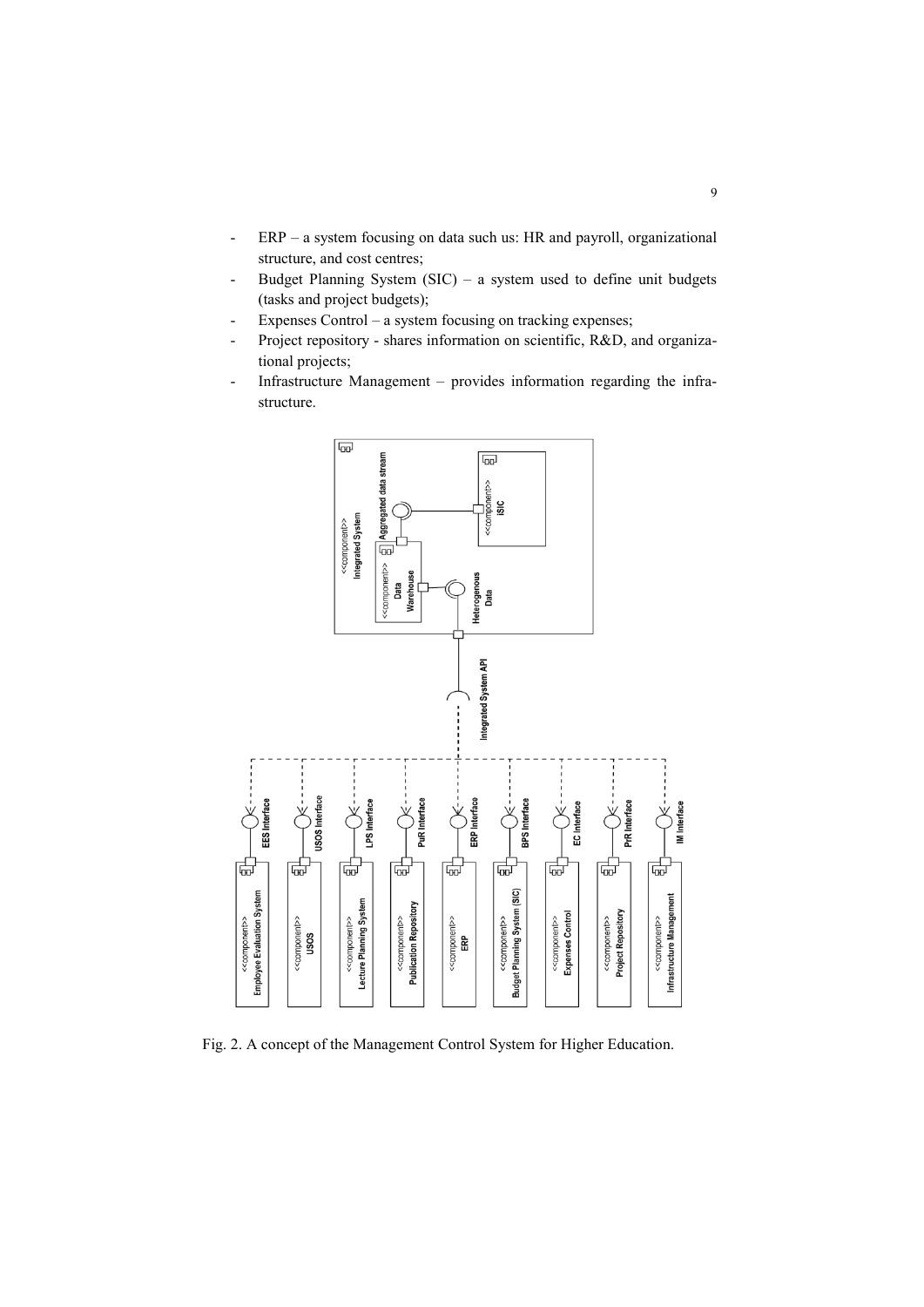- ERP – a system focusing on data such us: HR and payroll, organizational structure, and cost centres;
- Budget Planning System (SIC) – a system used to define unit budgets (tasks and project budgets);
- Expenses Control – a system focusing on tracking expenses;
- Project repository - shares information on scientific, R&D, and organizational projects;
- Infrastructure Management – provides information regarding the infrastructure.

Fig. 2. A concept of the Management Control System for Higher Education.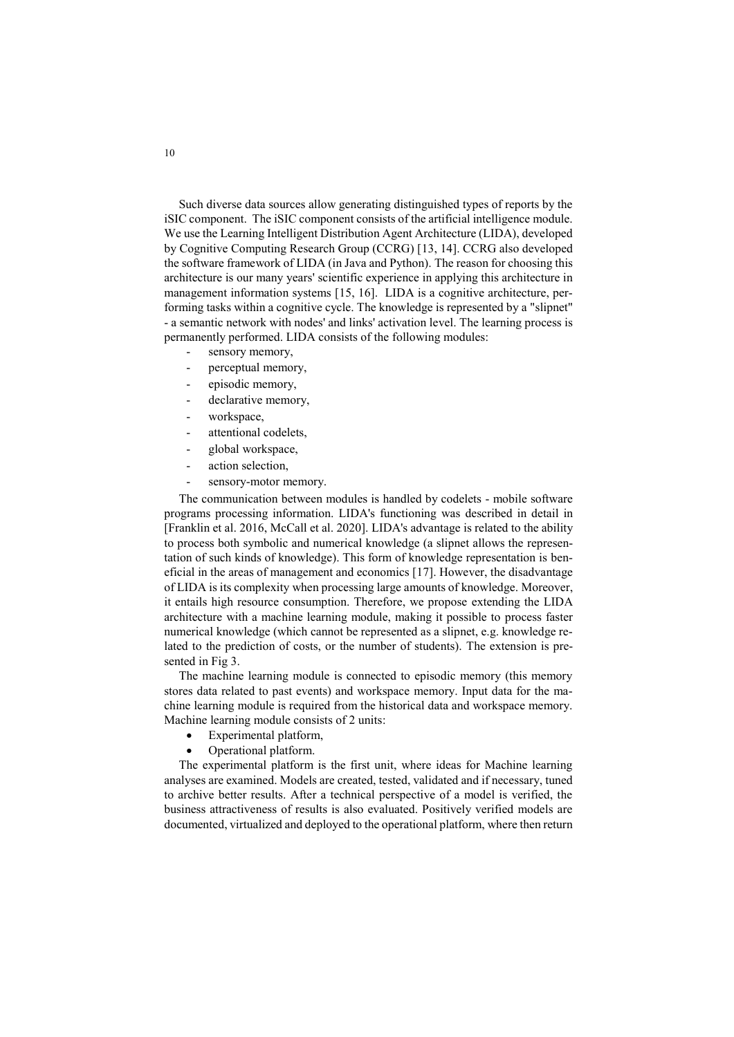Such diverse data sources allow generating distinguished types of reports by the iSIC component. The iSIC component consists of the artificial intelligence module. We use the Learning Intelligent Distribution Agent Architecture (LIDA), developed by Cognitive Computing Research Group (CCRG) [13, 14]. CCRG also developed the software framework of LIDA (in Java and Python). The reason for choosing this architecture is our many years' scientific experience in applying this architecture in management information systems [15, 16]. LIDA is a cognitive architecture, performing tasks within a cognitive cycle. The knowledge is represented by a "slipnet" - a semantic network with nodes' and links' activation level. The learning process is permanently performed. LIDA consists of the following modules:

- sensory memory,
- perceptual memory,
- episodic memory,
- declarative memory,
- workspace,
- attentional codelets,
- global workspace,
- action selection,
- sensory-motor memory.

The communication between modules is handled by codelets - mobile software programs processing information. LIDA's functioning was described in detail in [Franklin et al. 2016, McCall et al. 2020]. LIDA's advantage is related to the ability to process both symbolic and numerical knowledge (a slipnet allows the representation of such kinds of knowledge). This form of knowledge representation is beneficial in the areas of management and economics [17]. However, the disadvantage of LIDA is its complexity when processing large amounts of knowledge. Moreover, it entails high resource consumption. Therefore, we propose extending the LIDA architecture with a machine learning module, making it possible to process faster numerical knowledge (which cannot be represented as a slipnet, e.g. knowledge related to the prediction of costs, or the number of students). The extension is presented in Fig 3.

The machine learning module is connected to episodic memory (this memory stores data related to past events) and workspace memory. Input data for the machine learning module is required from the historical data and workspace memory. Machine learning module consists of 2 units:

- Experimental platform,
- Operational platform.

The experimental platform is the first unit, where ideas for Machine learning analyses are examined. Models are created, tested, validated and if necessary, tuned to archive better results. After a technical perspective of a model is verified, the business attractiveness of results is also evaluated. Positively verified models are documented, virtualized and deployed to the operational platform, where then return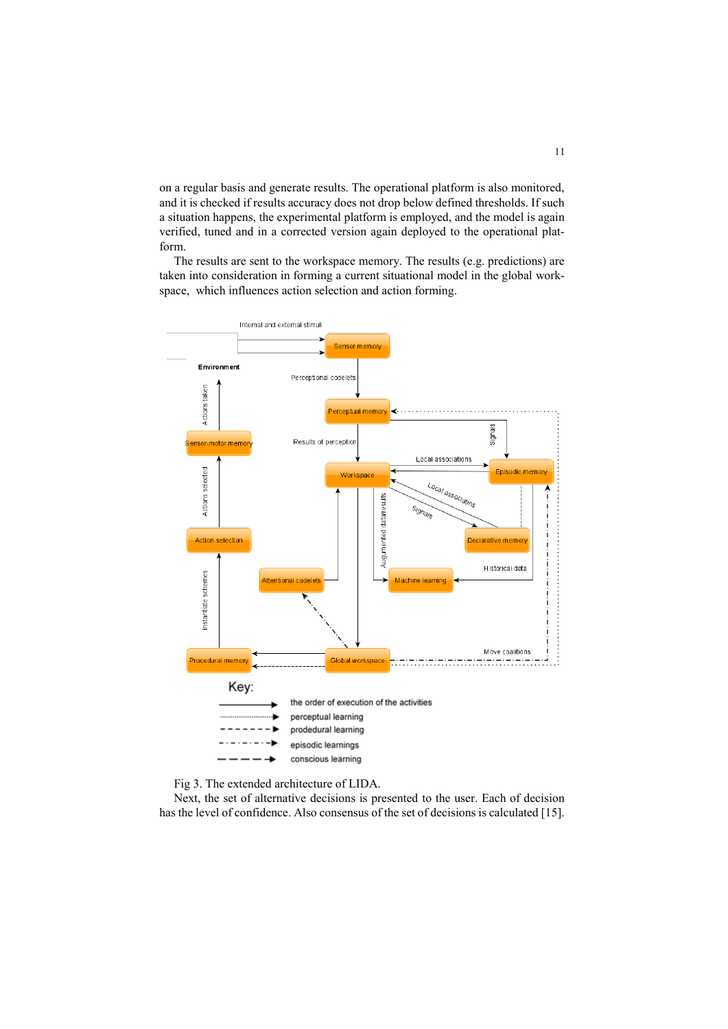on a regular basis and generate results. The operational platform is also monitored, and it is checked if results accuracy does not drop below defined thresholds. If such a situation happens, the experimental platform is employed, and the model is again verified, tuned and in a corrected version again deployed to the operational platform.

The results are sent to the workspace memory. The results (e.g. predictions) are taken into consideration in forming a current situational model in the global workspace, which influences action selection and action forming.

Fig 3. The extended architecture of LIDA.

Next, the set of alternative decisions is presented to the user. Each of decision has the level of confidence. Also consensus of the set of decisions is calculated [15].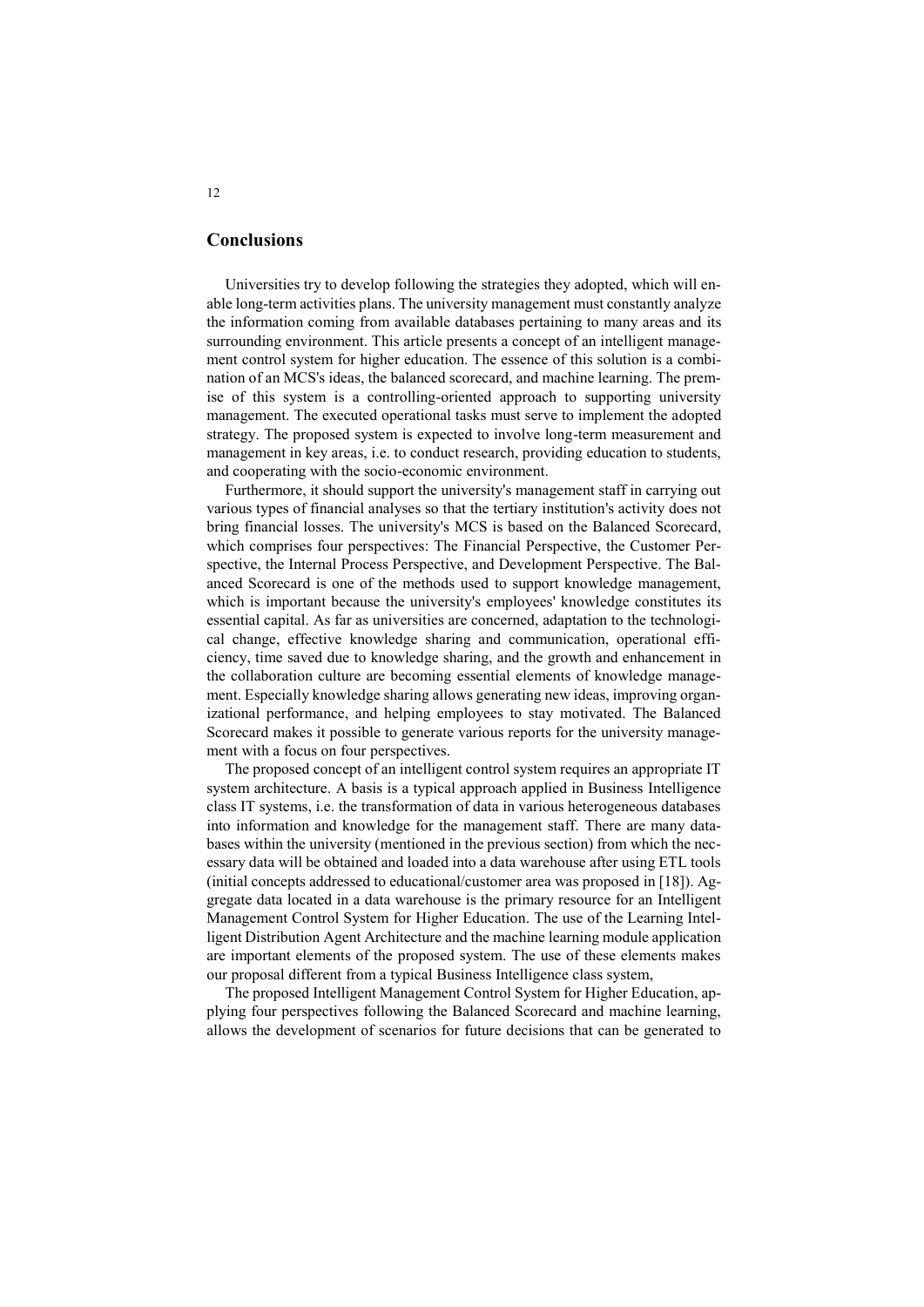## Conclusions

Universities try to develop following the strategies they adopted, which will enable long-term activities plans. The university management must constantly analyze the information coming from available databases pertaining to many areas and its surrounding environment. This article presents a concept of an intelligent management control system for higher education. The essence of this solution is a combination of an MCS's ideas, the balanced scorecard, and machine learning. The premise of this system is a controlling-oriented approach to supporting university management. The executed operational tasks must serve to implement the adopted strategy. The proposed system is expected to involve long-term measurement and management in key areas, i.e. to conduct research, providing education to students, and cooperating with the socio-economic environment.

Furthermore, it should support the university's management staff in carrying out various types of financial analyses so that the tertiary institution's activity does not bring financial losses. The university's MCS is based on the Balanced Scorecard, which comprises four perspectives: The Financial Perspective, the Customer Perspective, the Internal Process Perspective, and Development Perspective. The Balanced Scorecard is one of the methods used to support knowledge management, which is important because the university's employees' knowledge constitutes its essential capital. As far as universities are concerned, adaptation to the technological change, effective knowledge sharing and communication, operational efficiency, time saved due to knowledge sharing, and the growth and enhancement in the collaboration culture are becoming essential elements of knowledge management. Especially knowledge sharing allows generating new ideas, improving organizational performance, and helping employees to stay motivated. The Balanced Scorecard makes it possible to generate various reports for the university management with a focus on four perspectives.

The proposed concept of an intelligent control system requires an appropriate IT system architecture. A basis is a typical approach applied in Business Intelligence class IT systems, i.e. the transformation of data in various heterogeneous databases into information and knowledge for the management staff. There are many databases within the university (mentioned in the previous section) from which the necessary data will be obtained and loaded into a data warehouse after using ETL tools (initial concepts addressed to educational/customer area was proposed in [18]). Aggregate data located in a data warehouse is the primary resource for an Intelligent Management Control System for Higher Education. The use of the Learning Intelligent Distribution Agent Architecture and the machine learning module application are important elements of the proposed system. The use of these elements makes our proposal different from a typical Business Intelligence class system,

The proposed Intelligent Management Control System for Higher Education, applying four perspectives following the Balanced Scorecard and machine learning, allows the development of scenarios for future decisions that can be generated to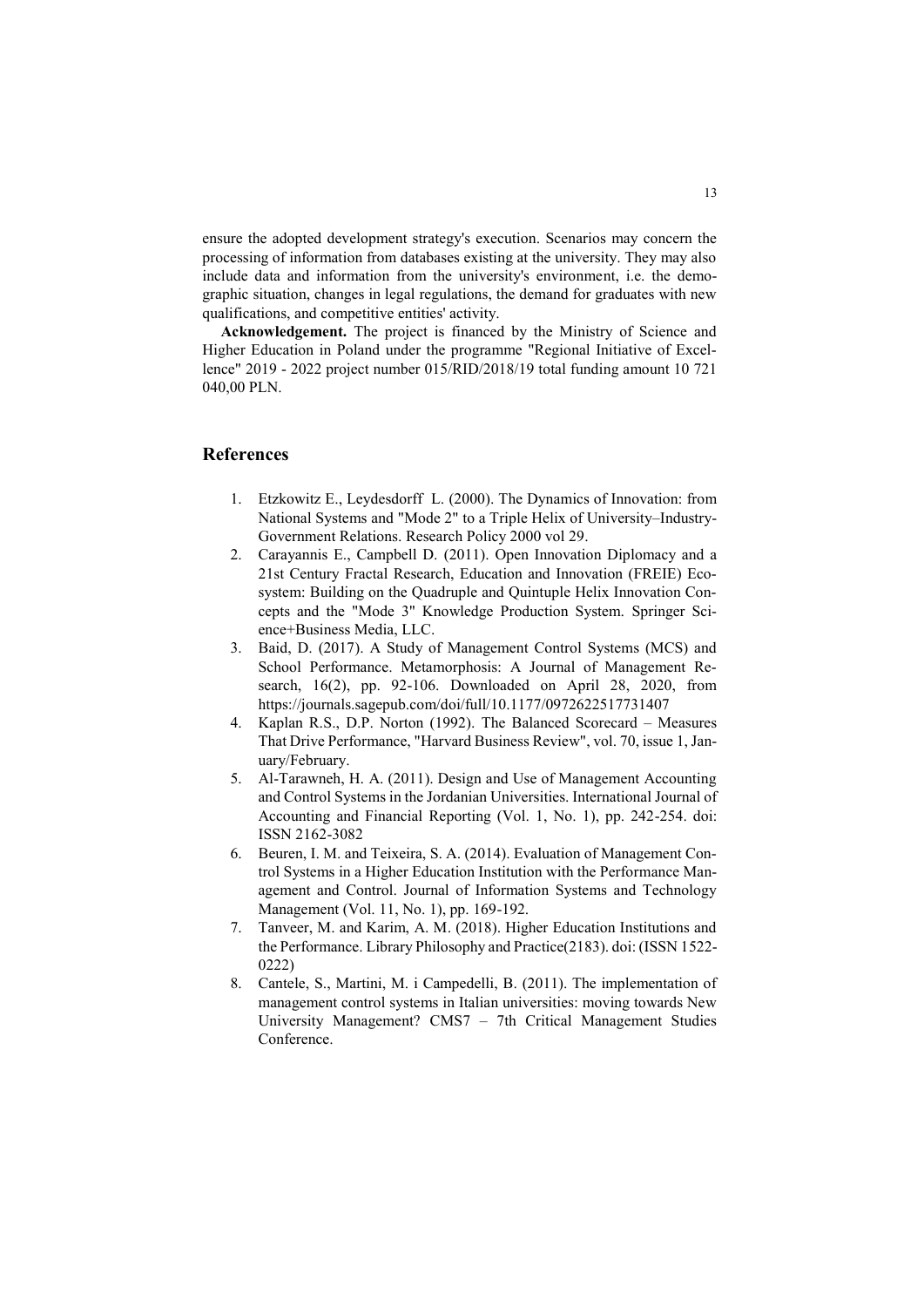ensure the adopted development strategy's execution. Scenarios may concern the processing of information from databases existing at the university. They may also include data and information from the university's environment, i.e. the demographic situation, changes in legal regulations, the demand for graduates with new qualifications, and competitive entities' activity.

**Acknowledgement.** The project is financed by the Ministry of Science and Higher Education in Poland under the programme "Regional Initiative of Excellence" 2019 - 2022 project number 015/RID/2018/19 total funding amount 10 721 040,00 PLN.

## References

1. Etzkowitz E., Leydesdorff L. (2000). The Dynamics of Innovation: from National Systems and "Mode 2" to a Triple Helix of University–Industry-Government Relations. Research Policy 2000 vol 29.
2. Carayannis E., Campbell D. (2011). Open Innovation Diplomacy and a 21st Century Fractal Research, Education and Innovation (FREIE) Ecosystem: Building on the Quadruple and Quintuple Helix Innovation Concepts and the "Mode 3" Knowledge Production System. Springer Science+Business Media, LLC.
3. Baid, D. (2017). A Study of Management Control Systems (MCS) and School Performance. Metamorphosis: A Journal of Management Research, 16(2), pp. 92-106. Downloaded on April 28, 2020, from https://journals.sagepub.com/doi/full/10.1177/0972622517731407
4. Kaplan R.S., D.P. Norton (1992). The Balanced Scorecard – Measures That Drive Performance, "Harvard Business Review", vol. 70, issue 1, January/February.
5. Al-Tarawneh, H. A. (2011). Design and Use of Management Accounting and Control Systems in the Jordanian Universities. International Journal of Accounting and Financial Reporting (Vol. 1, No. 1), pp. 242-254. doi: ISSN 2162-3082
6. Beuren, I. M. and Teixeira, S. A. (2014). Evaluation of Management Control Systems in a Higher Education Institution with the Performance Management and Control. Journal of Information Systems and Technology Management (Vol. 11, No. 1), pp. 169-192.
7. Tanveer, M. and Karim, A. M. (2018). Higher Education Institutions and the Performance. Library Philosophy and Practice(2183). doi: (ISSN 1522-0222)
8. Cantele, S., Martini, M. i Campedelli, B. (2011). The implementation of management control systems in Italian universities: moving towards New University Management? CMS7 – 7th Critical Management Studies Conference.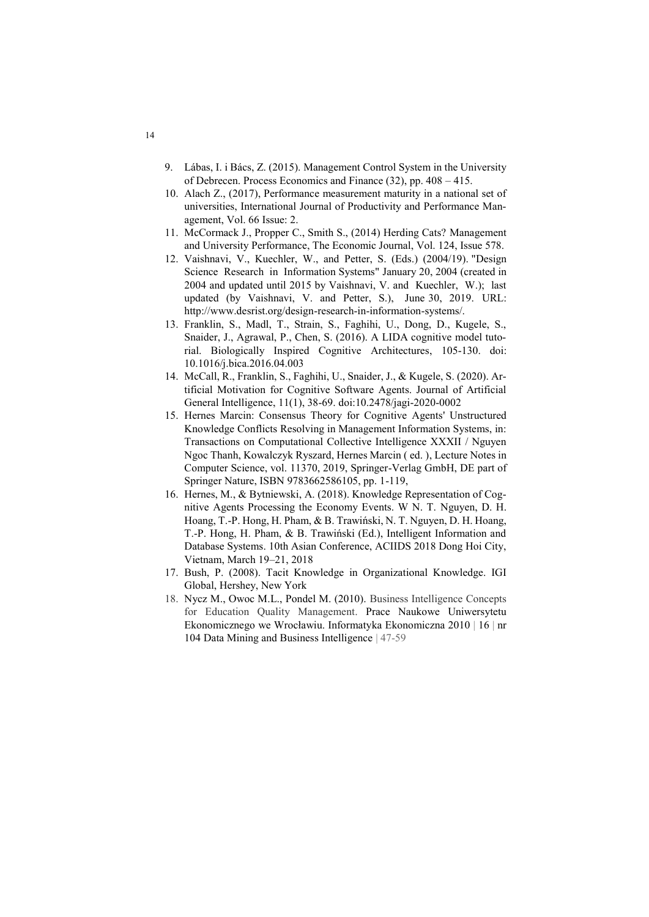9. Lábas, I. i Bács, Z. (2015). Management Control System in the University of Debrecen. Process Economics and Finance (32), pp. 408 – 415.
10. Alach Z., (2017), Performance measurement maturity in a national set of universities, International Journal of Productivity and Performance Management, Vol. 66 Issue: 2.
11. McCormack J., Propper C., Smith S., (2014) Herding Cats? Management and University Performance, The Economic Journal, Vol. 124, Issue 578.
12. Vaishnavi, V., Kuechler, W., and Petter, S. (Eds.) (2004/19). "Design Science Research in Information Systems" January 20, 2004 (created in 2004 and updated until 2015 by Vaishnavi, V. and Kuechler, W.); last updated (by Vaishnavi, V. and Petter, S.), June 30, 2019. URL: http://www.desrist.org/design-research-in-information-systems/.
13. Franklin, S., Madl, T., Strain, S., Faghihi, U., Dong, D., Kugele, S., Snaider, J., Agrawal, P., Chen, S. (2016). A LIDA cognitive model tutorial. Biologically Inspired Cognitive Architectures, 105-130. doi: 10.1016/j.bica.2016.04.003
14. McCall, R., Franklin, S., Faghihi, U., Snaider, J., & Kugele, S. (2020). Artificial Motivation for Cognitive Software Agents. Journal of Artificial General Intelligence, 11(1), 38-69. doi:10.2478/jagi-2020-0002
15. Hernes Marcin: Consensus Theory for Cognitive Agents' Unstructured Knowledge Conflicts Resolving in Management Information Systems, in: Transactions on Computational Collective Intelligence XXXII / Nguyen Ngoc Thanh, Kowalczyk Ryszard, Hernes Marcin ( ed. ), Lecture Notes in Computer Science, vol. 11370, 2019, Springer-Verlag GmbH, DE part of Springer Nature, ISBN 9783662586105, pp. 1-119,
16. Hernes, M., & Bytniewski, A. (2018). Knowledge Representation of Cognitive Agents Processing the Economy Events. W N. T. Nguyen, D. H. Hoang, T.-P. Hong, H. Pham, & B. Trawiński, N. T. Nguyen, D. H. Hoang, T.-P. Hong, H. Pham, & B. Trawiński (Ed.), Intelligent Information and Database Systems. 10th Asian Conference, ACIIDS 2018 Dong Hoi City, Vietnam, March 19–21, 2018
17. Bush, P. (2008). Tacit Knowledge in Organizational Knowledge. IGI Global, Hershey, New York
18. Nycz M., Owoc M.L., Pondel M. (2010). Business Intelligence Concepts for Education Quality Management. Prace Naukowe Uniwersytetu Ekonomicznego we Wrocławiu. Informatyka Ekonomiczna 2010 | 16 | nr 104 Data Mining and Business Intelligence | 47-59